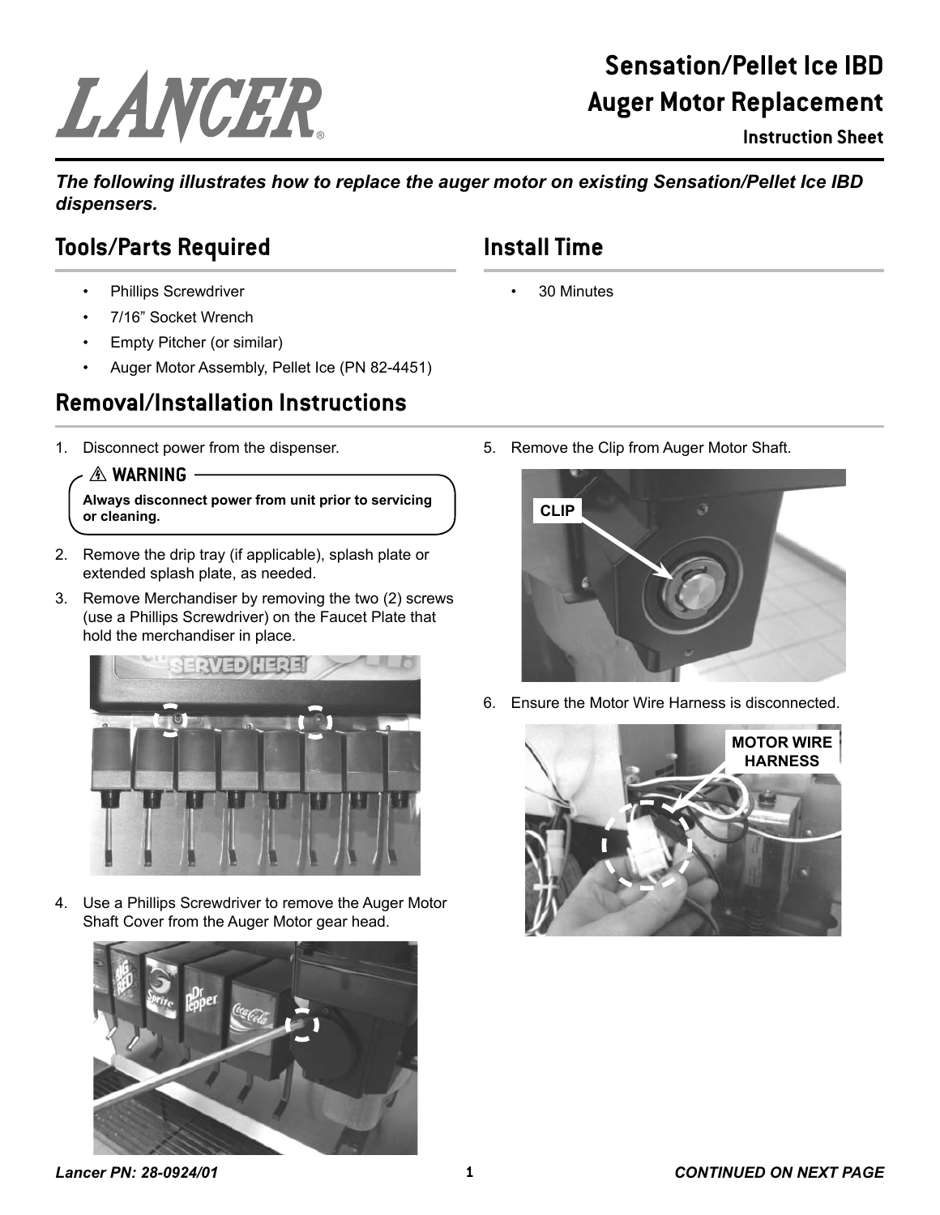# Sensation/Pellet Ice IBD Auger Motor Replacement

### Instruction Sheet

***The following illustrates how to replace the auger motor on existing Sensation/Pellet Ice IBD dispensers.***

## Tools/Parts Required

- Phillips Screwdriver
- 7/16” Socket Wrench
- Empty Pitcher (or similar)
- Auger Motor Assembly, Pellet Ice (PN 82-4451)

## Install Time

- 30 Minutes

## Removal/Installation Instructions

1. Disconnect power from the dispenser.

> ⚠ **WARNING**
>
> **Always disconnect power from unit prior to servicing or cleaning.**

2. Remove the drip tray (if applicable), splash plate or extended splash plate, as needed.
3. Remove Merchandiser by removing the two (2) screws (use a Phillips Screwdriver) on the Faucet Plate that hold the merchandiser in place.
4. Use a Phillips Screwdriver to remove the Auger Motor Shaft Cover from the Auger Motor gear head.
5. Remove the Clip from Auger Motor Shaft.

CLIP

6. Ensure the Motor Wire Harness is disconnected.

MOTOR WIRE HARNESS

*Lancer PN: 28-0924/01*

***CONTINUED ON NEXT PAGE***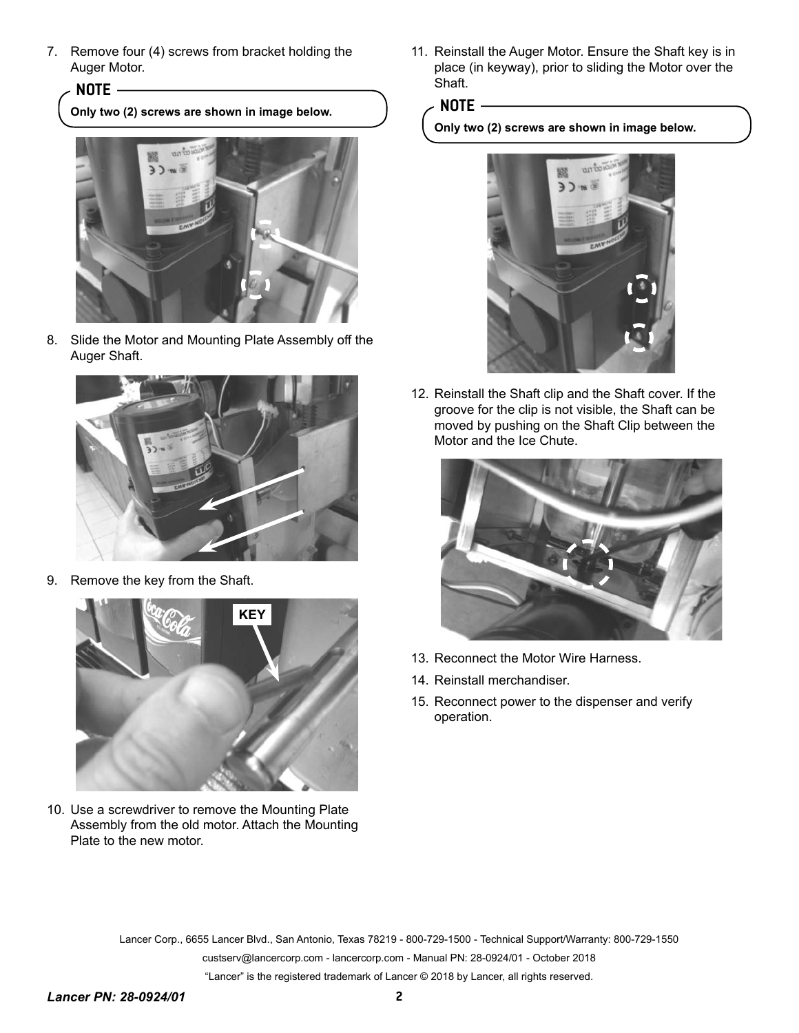7. Remove four (4) screws from bracket holding the Auger Motor.

> **NOTE**
> **Only two (2) screws are shown in image below.**

8. Slide the Motor and Mounting Plate Assembly off the Auger Shaft.

9. Remove the key from the Shaft.

KEY

10. Use a screwdriver to remove the Mounting Plate Assembly from the old motor. Attach the Mounting Plate to the new motor.

11. Reinstall the Auger Motor. Ensure the Shaft key is in place (in keyway), prior to sliding the Motor over the Shaft.

> **NOTE**
> **Only two (2) screws are shown in image below.**

12. Reinstall the Shaft clip and the Shaft cover. If the groove for the clip is not visible, the Shaft can be moved by pushing on the Shaft Clip between the Motor and the Ice Chute.

13. Reconnect the Motor Wire Harness.
14. Reinstall merchandiser.
15. Reconnect power to the dispenser and verify operation.

Lancer Corp., 6655 Lancer Blvd., San Antonio, Texas 78219 - 800-729-1500 - Technical Support/Warranty: 800-729-1550

custserv@lancercorp.com - lancercorp.com - Manual PN: 28-0924/01 - October 2018

"Lancer" is the registered trademark of Lancer © 2018 by Lancer, all rights reserved.